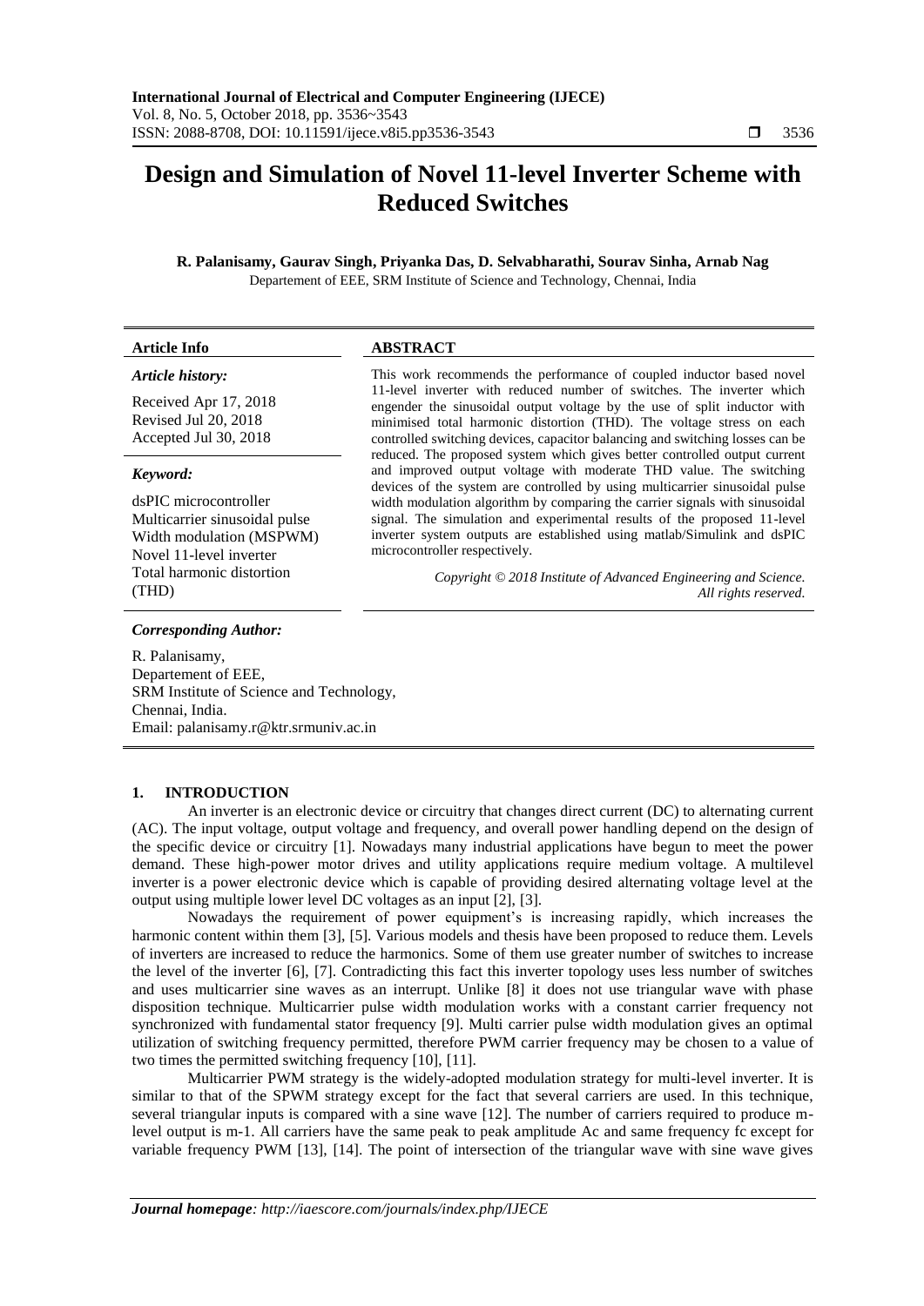# Design and Simulation of Novel 11-level Inverter Scheme with Reduced Switches

**R. Palanisamy, Gaurav Singh, Priyanka Das, D. Selvabharathi, Sourav Sinha, Arnab Nag**

Departement of EEE, SRM Institute of Science and Technology, Chennai, India

| Article Info | ABSTRACT |
|---|---|
| *Article history:*<br><br>Received Apr 17, 2018<br>Revised Jul 20, 2018<br>Accepted Jul 30, 2018<br><br>*Keyword:*<br><br>dsPIC microcontroller<br>Multicarrier sinusoidal pulse Width modulation (MSPWM)<br>Novel 11-level inverter<br>Total harmonic distortion (THD) | This work recommends the performance of coupled inductor based novel 11-level inverter with reduced number of switches. The inverter which engender the sinusoidal output voltage by the use of split inductor with minimised total harmonic distortion (THD). The voltage stress on each controlled switching devices, capacitor balancing and switching losses can be reduced. The proposed system which gives better controlled output current and improved output voltage with moderate THD value. The switching devices of the system are controlled by using multicarrier sinusoidal pulse width modulation algorithm by comparing the carrier signals with sinusoidal signal. The simulation and experimental results of the proposed 11-level inverter system outputs are established using matlab/Simulink and dsPIC microcontroller respectively.<br><br>*Copyright © 2018 Institute of Advanced Engineering and Science. All rights reserved.* |

*Corresponding Author:*

R. Palanisamy,
Departement of EEE,
SRM Institute of Science and Technology,
Chennai, India.
Email: palanisamy.r@ktr.srmuniv.ac.in

## 1. INTRODUCTION

An inverter is an electronic device or circuitry that changes direct current (DC) to alternating current (AC). The input voltage, output voltage and frequency, and overall power handling depend on the design of the specific device or circuitry [1]. Nowadays many industrial applications have begun to meet the power demand. These high-power motor drives and utility applications require medium voltage. A multilevel inverter is a power electronic device which is capable of providing desired alternating voltage level at the output using multiple lower level DC voltages as an input [2], [3].

Nowadays the requirement of power equipment's is increasing rapidly, which increases the harmonic content within them [3], [5]. Various models and thesis have been proposed to reduce them. Levels of inverters are increased to reduce the harmonics. Some of them use greater number of switches to increase the level of the inverter [6], [7]. Contradicting this fact this inverter topology uses less number of switches and uses multicarrier sine waves as an interrupt. Unlike [8] it does not use triangular wave with phase disposition technique. Multicarrier pulse width modulation works with a constant carrier frequency not synchronized with fundamental stator frequency [9]. Multi carrier pulse width modulation gives an optimal utilization of switching frequency permitted, therefore PWM carrier frequency may be chosen to a value of two times the permitted switching frequency [10], [11].

Multicarrier PWM strategy is the widely-adopted modulation strategy for multi-level inverter. It is similar to that of the SPWM strategy except for the fact that several carriers are used. In this technique, several triangular inputs is compared with a sine wave [12]. The number of carriers required to produce m-level output is m-1. All carriers have the same peak to peak amplitude Ac and same frequency fc except for variable frequency PWM [13], [14]. The point of intersection of the triangular wave with sine wave gives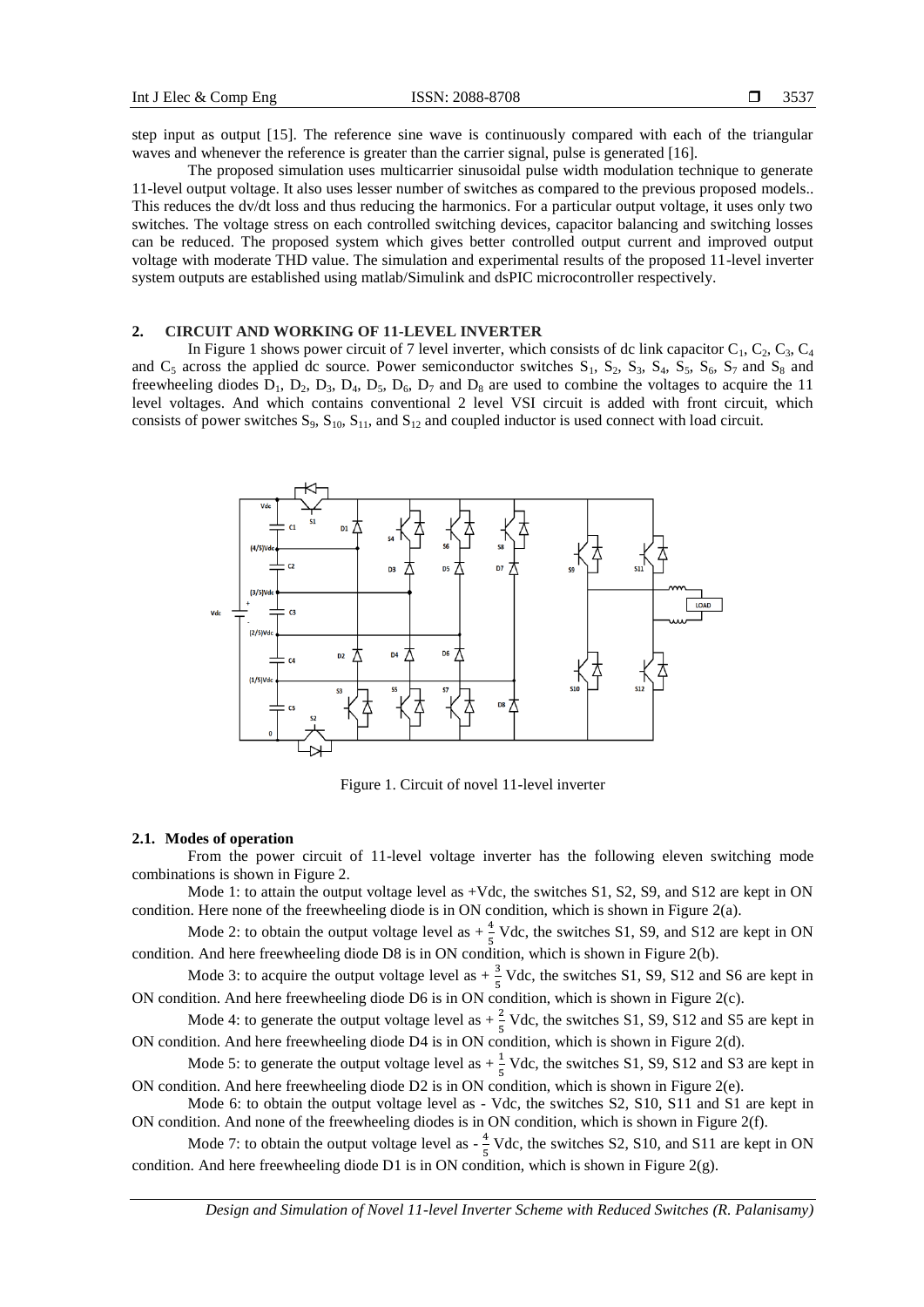step input as output [15]. The reference sine wave is continuously compared with each of the triangular waves and whenever the reference is greater than the carrier signal, pulse is generated [16].

The proposed simulation uses multicarrier sinusoidal pulse width modulation technique to generate 11-level output voltage. It also uses lesser number of switches as compared to the previous proposed models.. This reduces the dv/dt loss and thus reducing the harmonics. For a particular output voltage, it uses only two switches. The voltage stress on each controlled switching devices, capacitor balancing and switching losses can be reduced. The proposed system which gives better controlled output current and improved output voltage with moderate THD value. The simulation and experimental results of the proposed 11-level inverter system outputs are established using matlab/Simulink and dsPIC microcontroller respectively.

## 2. CIRCUIT AND WORKING OF 11-LEVEL INVERTER

In Figure 1 shows power circuit of 7 level inverter, which consists of dc link capacitor $C_1$, $C_2$, $C_3$, $C_4$ and $C_5$ across the applied dc source. Power semiconductor switches $S_1$, $S_2$, $S_3$, $S_4$, $S_5$, $S_6$, $S_7$ and $S_8$ and freewheeling diodes $D_1$, $D_2$, $D_3$, $D_4$, $D_5$, $D_6$, $D_7$ and $D_8$ are used to combine the voltages to acquire the 11 level voltages. And which contains conventional 2 level VSI circuit is added with front circuit, which consists of power switches $S_9$, $S_{10}$, $S_{11}$, and $S_{12}$ and coupled inductor is used connect with load circuit.

Figure 1. Circuit of novel 11-level inverter

### 2.1. Modes of operation

From the power circuit of 11-level voltage inverter has the following eleven switching mode combinations is shown in Figure 2.

Mode 1: to attain the output voltage level as +Vdc, the switches S1, S2, S9, and S12 are kept in ON condition. Here none of the freewheeling diode is in ON condition, which is shown in Figure 2(a).

Mode 2: to obtain the output voltage level as $+\frac{4}{5}$ Vdc, the switches S1, S9, and S12 are kept in ON condition. And here freewheeling diode D8 is in ON condition, which is shown in Figure 2(b).

Mode 3: to acquire the output voltage level as $+\frac{3}{5}$ Vdc, the switches S1, S9, S12 and S6 are kept in ON condition. And here freewheeling diode D6 is in ON condition, which is shown in Figure 2(c).

Mode 4: to generate the output voltage level as $+\frac{2}{5}$ Vdc, the switches S1, S9, S12 and S5 are kept in ON condition. And here freewheeling diode D4 is in ON condition, which is shown in Figure 2(d).

Mode 5: to generate the output voltage level as $+\frac{1}{5}$ Vdc, the switches S1, S9, S12 and S3 are kept in ON condition. And here freewheeling diode D2 is in ON condition, which is shown in Figure 2(e).

Mode 6: to obtain the output voltage level as - Vdc, the switches S2, S10, S11 and S1 are kept in ON condition. And none of the freewheeling diodes is in ON condition, which is shown in Figure 2(f).

Mode 7: to obtain the output voltage level as $-\frac{4}{5}$ Vdc, the switches S2, S10, and S11 are kept in ON condition. And here freewheeling diode D1 is in ON condition, which is shown in Figure 2(g).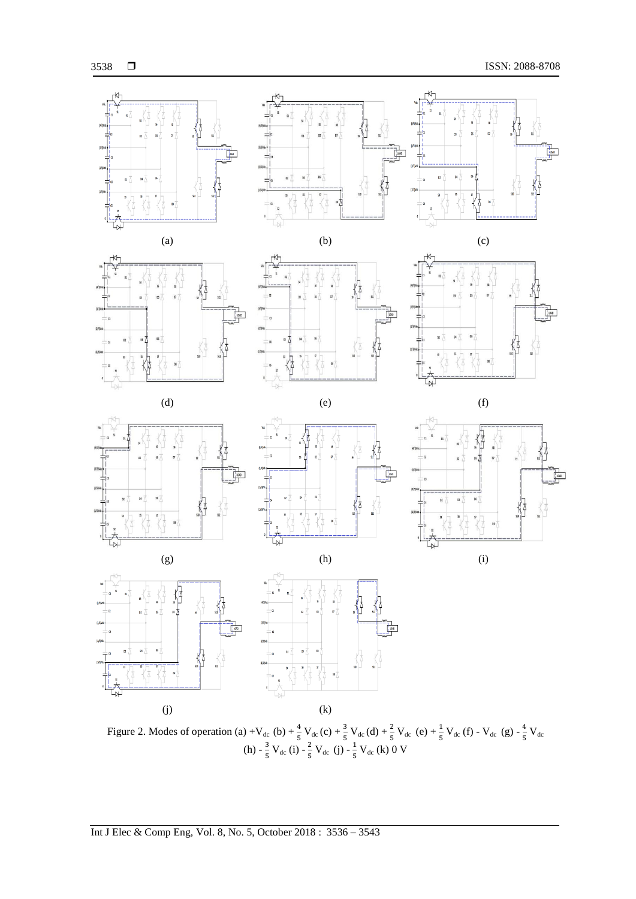(a)

(b)

(c)

(d)

(e)

(f)

(g)

(h)

(i)

(j)

(k)

Figure 2. Modes of operation (a) $+V_{dc}$ (b) $+\frac{4}{5}V_{dc}$ (c) $+\frac{3}{5}V_{dc}$ (d) $+\frac{2}{5}V_{dc}$ (e) $+\frac{1}{5}V_{dc}$ (f) $-V_{dc}$ (g) $-\frac{4}{5}V_{dc}$ (h) $-\frac{3}{5}V_{dc}$ (i) $-\frac{2}{5}V_{dc}$ (j) $-\frac{1}{5}V_{dc}$ (k) 0 V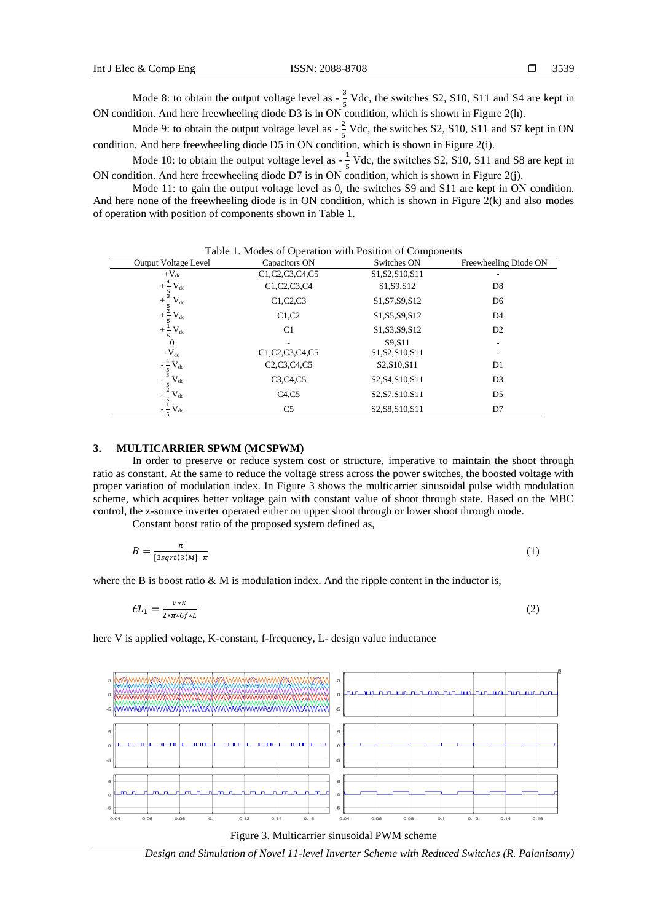Mode 8: to obtain the output voltage level as - $\frac{3}{5}$ Vdc, the switches S2, S10, S11 and S4 are kept in ON condition. And here freewheeling diode D3 is in ON condition, which is shown in Figure 2(h).

Mode 9: to obtain the output voltage level as - $\frac{2}{5}$ Vdc, the switches S2, S10, S11 and S7 kept in ON condition. And here freewheeling diode D5 in ON condition, which is shown in Figure 2(i).

Mode 10: to obtain the output voltage level as - $\frac{1}{5}$ Vdc, the switches S2, S10, S11 and S8 are kept in ON condition. And here freewheeling diode D7 is in ON condition, which is shown in Figure 2(j).

Mode 11: to gain the output voltage level as 0, the switches S9 and S11 are kept in ON condition. And here none of the freewheeling diode is in ON condition, which is shown in Figure 2(k) and also modes of operation with position of components shown in Table 1.

Table 1. Modes of Operation with Position of Components

| Output Voltage Level | Capacitors ON | Switches ON | Freewheeling Diode ON |
|---|---|---|---|
| $+V_{dc}$ | C1,C2,C3,C4,C5 | S1,S2,S10,S11 | - |
| $+\frac{4}{5}V_{dc}$ | C1,C2,C3,C4 | S1,S9,S12 | D8 |
| $+\frac{3}{5}V_{dc}$ | C1,C2,C3 | S1,S7,S9,S12 | D6 |
| $+\frac{2}{5}V_{dc}$ | C1,C2 | S1,S5,S9,S12 | D4 |
| $+\frac{1}{5}V_{dc}$ | C1 | S1,S3,S9,S12 | D2 |
| 0 | - | S9,S11 | - |
| $-V_{dc}$ | C1,C2,C3,C4,C5 | S1,S2,S10,S11 | - |
| $-\frac{4}{5}V_{dc}$ | C2,C3,C4,C5 | S2,S10,S11 | D1 |
| $-\frac{3}{5}V_{dc}$ | C3,C4,C5 | S2,S4,S10,S11 | D3 |
| $-\frac{2}{5}V_{dc}$ | C4,C5 | S2,S7,S10,S11 | D5 |
| $-\frac{1}{5}V_{dc}$ | C5 | S2,S8,S10,S11 | D7 |

## 3. MULTICARRIER SPWM (MCSPWM)

In order to preserve or reduce system cost or structure, imperative to maintain the shoot through ratio as constant. At the same to reduce the voltage stress across the power switches, the boosted voltage with proper variation of modulation index. In Figure 3 shows the multicarrier sinusoidal pulse width modulation scheme, which acquires better voltage gain with constant value of shoot through state. Based on the MBC control, the z-source inverter operated either on upper shoot through or lower shoot through mode.

Constant boost ratio of the proposed system defined as,

$$B = \frac{\pi}{[3sqrt(3)M]-\pi} \tag{1}$$

where the B is boost ratio & M is modulation index. And the ripple content in the inductor is,

$$\epsilon L_1 = \frac{V*K}{2*\pi*6f*L} \tag{2}$$

here V is applied voltage, K-constant, f-frequency, L- design value inductance

Figure 3. Multicarrier sinusoidal PWM scheme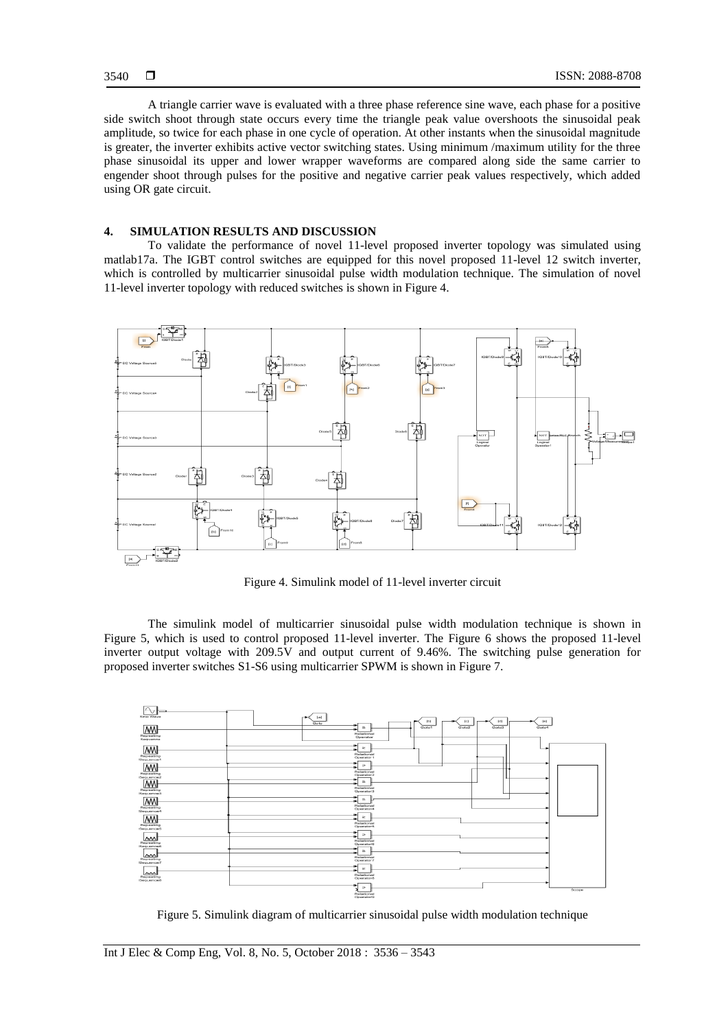A triangle carrier wave is evaluated with a three phase reference sine wave, each phase for a positive side switch shoot through state occurs every time the triangle peak value overshoots the sinusoidal peak amplitude, so twice for each phase in one cycle of operation. At other instants when the sinusoidal magnitude is greater, the inverter exhibits active vector switching states. Using minimum /maximum utility for the three phase sinusoidal its upper and lower wrapper waveforms are compared along side the same carrier to engender shoot through pulses for the positive and negative carrier peak values respectively, which added using OR gate circuit.

## 4. SIMULATION RESULTS AND DISCUSSION

To validate the performance of novel 11-level proposed inverter topology was simulated using matlab17a. The IGBT control switches are equipped for this novel proposed 11-level 12 switch inverter, which is controlled by multicarrier sinusoidal pulse width modulation technique. The simulation of novel 11-level inverter topology with reduced switches is shown in Figure 4.

Figure 4. Simulink model of 11-level inverter circuit

The simulink model of multicarrier sinusoidal pulse width modulation technique is shown in Figure 5, which is used to control proposed 11-level inverter. The Figure 6 shows the proposed 11-level inverter output voltage with 209.5V and output current of 9.46%. The switching pulse generation for proposed inverter switches S1-S6 using multicarrier SPWM is shown in Figure 7.

Figure 5. Simulink diagram of multicarrier sinusoidal pulse width modulation technique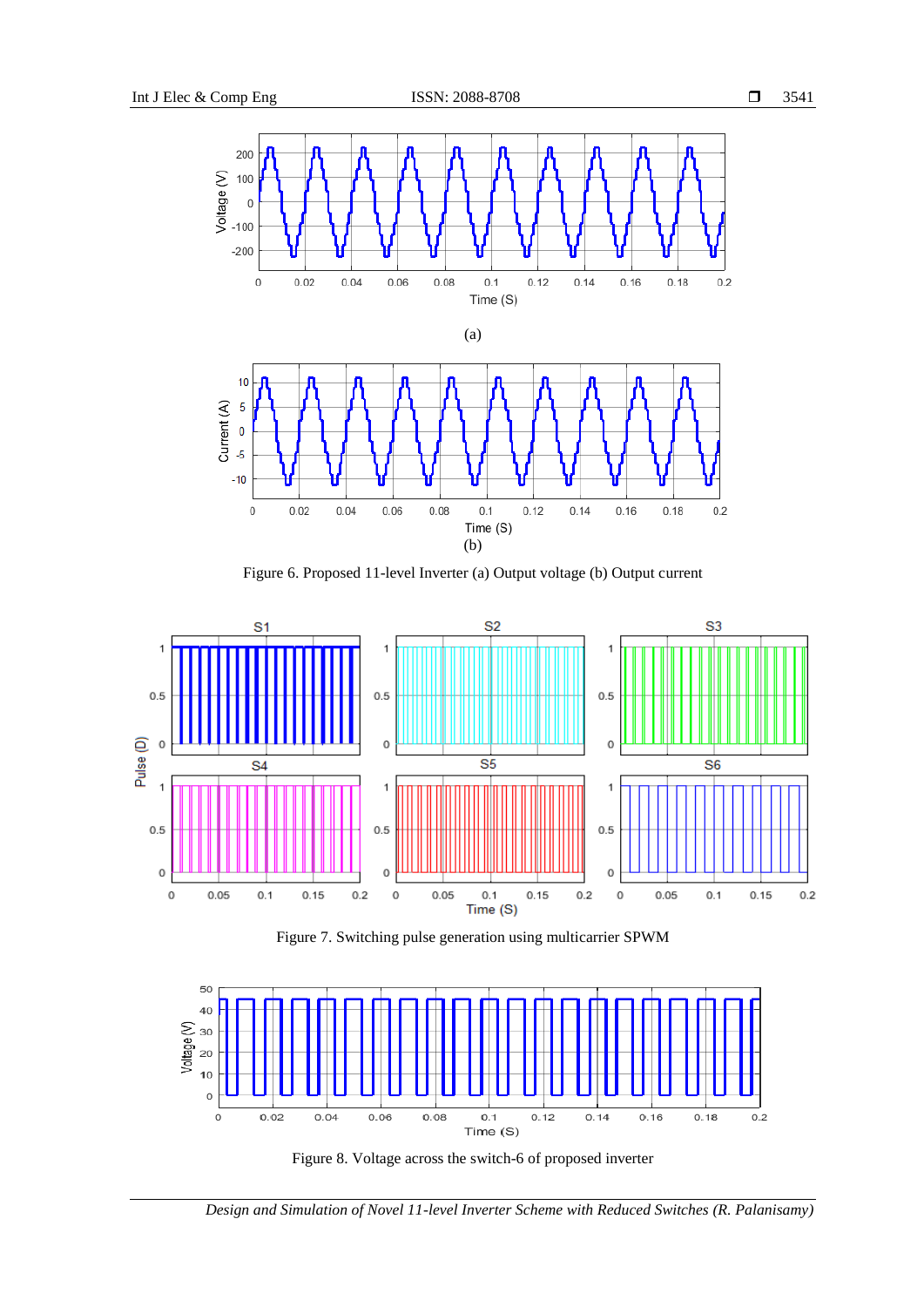(a)

(b)

Figure 6. Proposed 11-level Inverter (a) Output voltage (b) Output current

Figure 7. Switching pulse generation using multicarrier SPWM

Figure 8. Voltage across the switch-6 of proposed inverter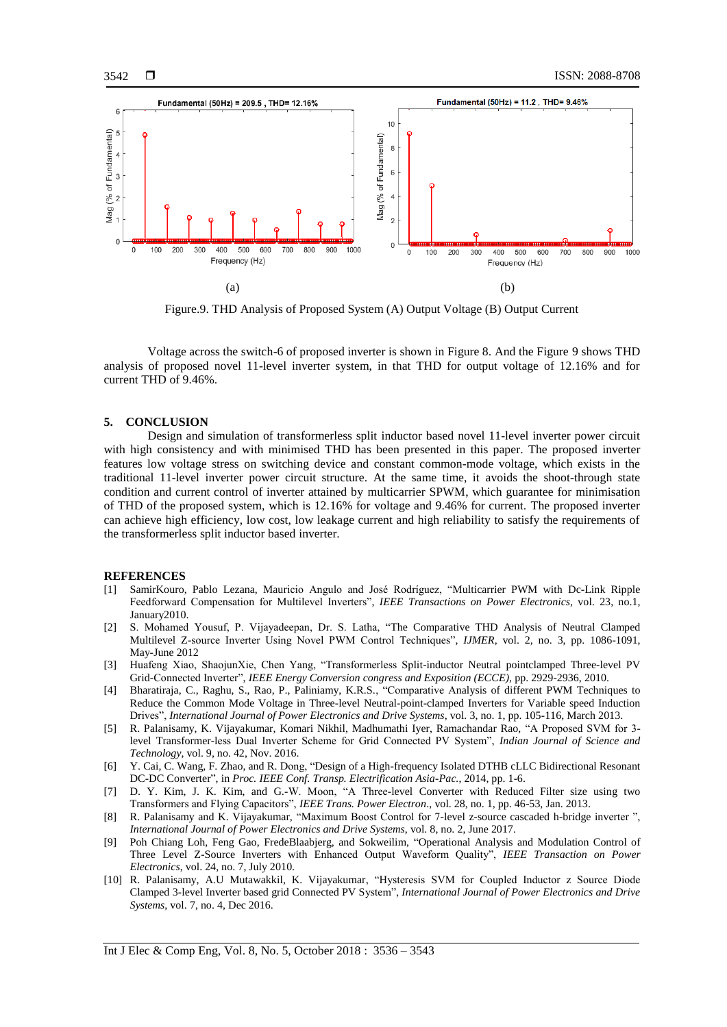(a) (b)

Figure.9. THD Analysis of Proposed System (A) Output Voltage (B) Output Current

Voltage across the switch-6 of proposed inverter is shown in Figure 8. And the Figure 9 shows THD analysis of proposed novel 11-level inverter system, in that THD for output voltage of 12.16% and for current THD of 9.46%.

## 5. CONCLUSION

Design and simulation of transformerless split inductor based novel 11-level inverter power circuit with high consistency and with minimised THD has been presented in this paper. The proposed inverter features low voltage stress on switching device and constant common-mode voltage, which exists in the traditional 11-level inverter power circuit structure. At the same time, it avoids the shoot-through state condition and current control of inverter attained by multicarrier SPWM, which guarantee for minimisation of THD of the proposed system, which is 12.16% for voltage and 9.46% for current. The proposed inverter can achieve high efficiency, low cost, low leakage current and high reliability to satisfy the requirements of the transformerless split inductor based inverter.

## REFERENCES

[1] SamirKouro, Pablo Lezana, Mauricio Angulo and José Rodríguez, "Multicarrier PWM with Dc-Link Ripple Feedforward Compensation for Multilevel Inverters", *IEEE Transactions on Power Electronics*, vol. 23, no.1, January2010.

[2] S. Mohamed Yousuf, P. Vijayadeepan, Dr. S. Latha, "The Comparative THD Analysis of Neutral Clamped Multilevel Z-source Inverter Using Novel PWM Control Techniques", *IJMER*, vol. 2, no. 3, pp. 1086-1091, May-June 2012

[3] Huafeng Xiao, ShaojunXie, Chen Yang, "Transformerless Split-inductor Neutral pointclamped Three-level PV Grid-Connected Inverter", *IEEE Energy Conversion congress and Exposition (ECCE)*, pp. 2929-2936, 2010.

[4] Bharatiraja, C., Raghu, S., Rao, P., Paliniamy, K.R.S., "Comparative Analysis of different PWM Techniques to Reduce the Common Mode Voltage in Three-level Neutral-point-clamped Inverters for Variable speed Induction Drives", *International Journal of Power Electronics and Drive Systems*, vol. 3, no. 1, pp. 105-116, March 2013.

[5] R. Palanisamy, K. Vijayakumar, Komari Nikhil, Madhumathi Iyer, Ramachandar Rao, "A Proposed SVM for 3-level Transformer-less Dual Inverter Scheme for Grid Connected PV System", *Indian Journal of Science and Technology*, vol. 9, no. 42, Nov. 2016.

[6] Y. Cai, C. Wang, F. Zhao, and R. Dong, "Design of a High-frequency Isolated DTHB cLLC Bidirectional Resonant DC-DC Converter", in *Proc. IEEE Conf. Transp. Electrification Asia-Pac.*, 2014, pp. 1-6.

[7] D. Y. Kim, J. K. Kim, and G.-W. Moon, "A Three-level Converter with Reduced Filter size using two Transformers and Flying Capacitors", *IEEE Trans. Power Electron*., vol. 28, no. 1, pp. 46-53, Jan. 2013.

[8] R. Palanisamy and K. Vijayakumar, "Maximum Boost Control for 7-level z-source cascaded h-bridge inverter ", *International Journal of Power Electronics and Drive Systems*, vol. 8, no. 2, June 2017.

[9] Poh Chiang Loh, Feng Gao, FredeBlaabjerg, and Sokweilim, "Operational Analysis and Modulation Control of Three Level Z-Source Inverters with Enhanced Output Waveform Quality", *IEEE Transaction on Power Electronics*, vol. 24, no. 7, July 2010.

[10] R. Palanisamy, A.U Mutawakkil, K. Vijayakumar, "Hysteresis SVM for Coupled Inductor z Source Diode Clamped 3-level Inverter based grid Connected PV System", *International Journal of Power Electronics and Drive Systems*, vol. 7, no. 4, Dec 2016.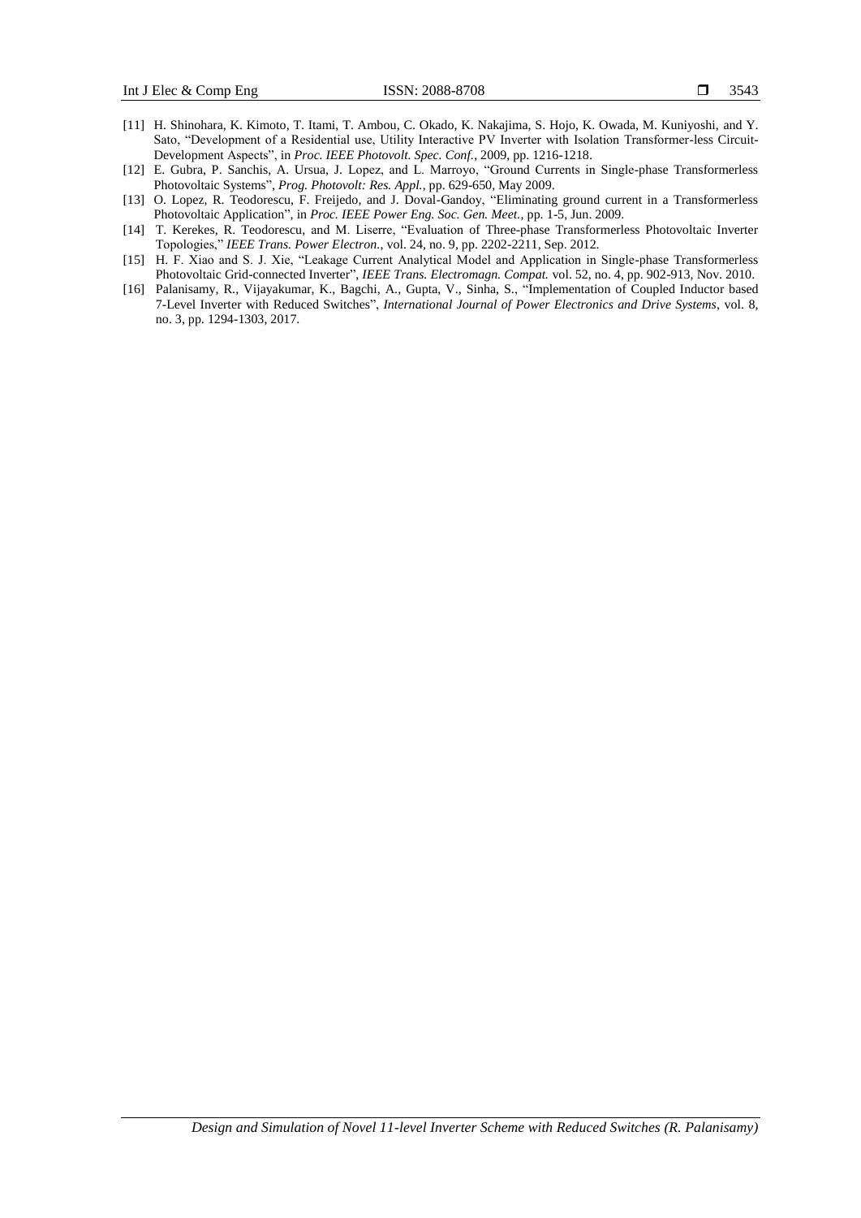[11] H. Shinohara, K. Kimoto, T. Itami, T. Ambou, C. Okado, K. Nakajima, S. Hojo, K. Owada, M. Kuniyoshi, and Y. Sato, "Development of a Residential use, Utility Interactive PV Inverter with Isolation Transformer-less Circuit-Development Aspects", in *Proc. IEEE Photovolt. Spec. Conf.*, 2009, pp. 1216-1218.

[12] E. Gubra, P. Sanchis, A. Ursua, J. Lopez, and L. Marroyo, "Ground Currents in Single-phase Transformerless Photovoltaic Systems", *Prog. Photovolt: Res. Appl.*, pp. 629-650, May 2009.

[13] O. Lopez, R. Teodorescu, F. Freijedo, and J. Doval-Gandoy, "Eliminating ground current in a Transformerless Photovoltaic Application", in *Proc. IEEE Power Eng. Soc. Gen. Meet.*, pp. 1-5, Jun. 2009.

[14] T. Kerekes, R. Teodorescu, and M. Liserre, "Evaluation of Three-phase Transformerless Photovoltaic Inverter Topologies," *IEEE Trans. Power Electron.*, vol. 24, no. 9, pp. 2202-2211, Sep. 2012.

[15] H. F. Xiao and S. J. Xie, "Leakage Current Analytical Model and Application in Single-phase Transformerless Photovoltaic Grid-connected Inverter", *IEEE Trans. Electromagn. Compat.* vol. 52, no. 4, pp. 902-913, Nov. 2010.

[16] Palanisamy, R., Vijayakumar, K., Bagchi, A., Gupta, V., Sinha, S., "Implementation of Coupled Inductor based 7-Level Inverter with Reduced Switches", *International Journal of Power Electronics and Drive Systems*, vol. 8, no. 3, pp. 1294-1303, 2017.